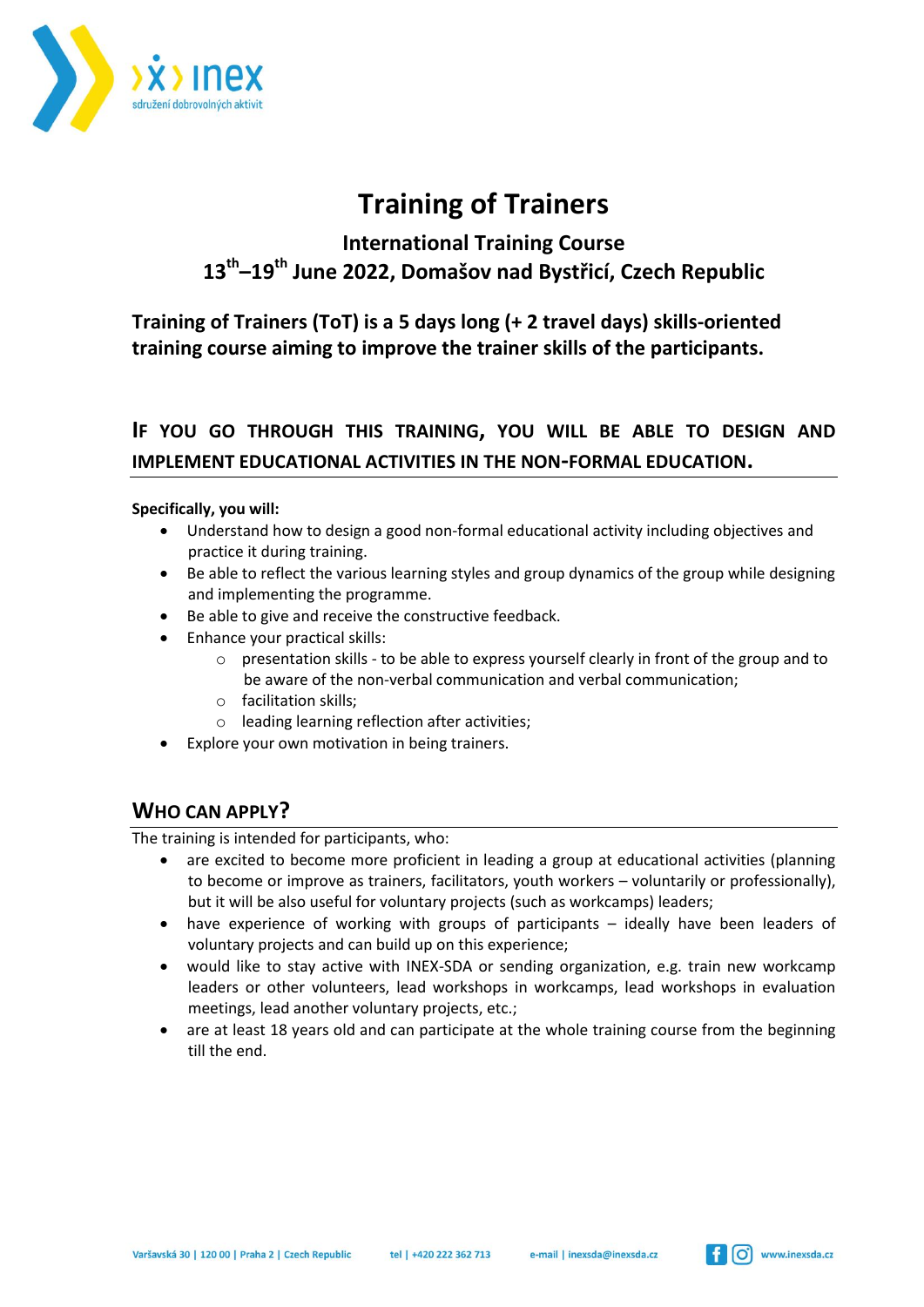# Training of Trainers

### International Training Course
### 13th–19th June 2022, Domašov nad Bystřicí, Czech Republic

**Training of Trainers (ToT) is a 5 days long (+ 2 travel days) skills-oriented training course aiming to improve the trainer skills of the participants.**

## If you go through this training, you will be able to design and implement educational activities in the non-formal education.

**Specifically, you will:**

- Understand how to design a good non-formal educational activity including objectives and practice it during training.
- Be able to reflect the various learning styles and group dynamics of the group while designing and implementing the programme.
- Be able to give and receive the constructive feedback.
- Enhance your practical skills:
  - presentation skills - to be able to express yourself clearly in front of the group and to be aware of the non-verbal communication and verbal communication;
  - facilitation skills;
  - leading learning reflection after activities;
- Explore your own motivation in being trainers.

## Who can apply?

The training is intended for participants, who:

- are excited to become more proficient in leading a group at educational activities (planning to become or improve as trainers, facilitators, youth workers – voluntarily or professionally), but it will be also useful for voluntary projects (such as workcamps) leaders;
- have experience of working with groups of participants – ideally have been leaders of voluntary projects and can build up on this experience;
- would like to stay active with INEX-SDA or sending organization, e.g. train new workcamp leaders or other volunteers, lead workshops in workcamps, lead workshops in evaluation meetings, lead another voluntary projects, etc.;
- are at least 18 years old and can participate at the whole training course from the beginning till the end.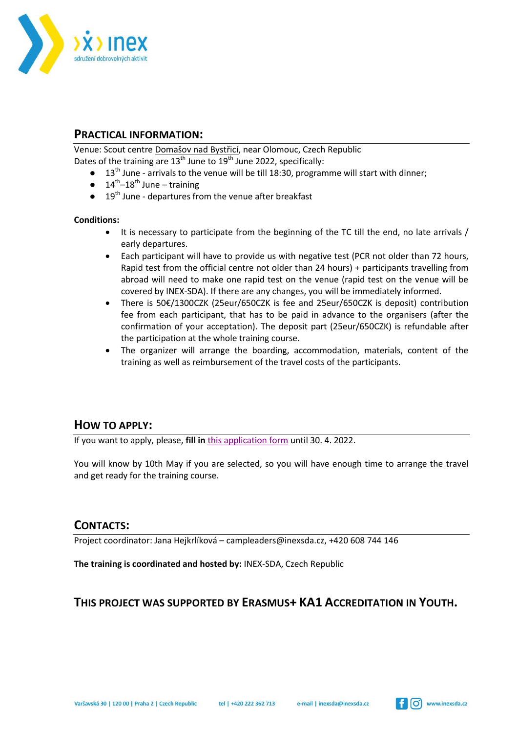## PRACTICAL INFORMATION:

Venue: Scout centre Domašov nad Bystřicí, near Olomouc, Czech Republic
Dates of the training are 13th June to 19th June 2022, specifically:

- 13th June - arrivals to the venue will be till 18:30, programme will start with dinner;
- 14th–18th June – training
- 19th June - departures from the venue after breakfast

**Conditions:**

- It is necessary to participate from the beginning of the TC till the end, no late arrivals / early departures.
- Each participant will have to provide us with negative test (PCR not older than 72 hours, Rapid test from the official centre not older than 24 hours) + participants travelling from abroad will need to make one rapid test on the venue (rapid test on the venue will be covered by INEX-SDA). If there are any changes, you will be immediately informed.
- There is 50€/1300CZK (25eur/650CZK is fee and 25eur/650CZK is deposit) contribution fee from each participant, that has to be paid in advance to the organisers (after the confirmation of your acceptation). The deposit part (25eur/650CZK) is refundable after the participation at the whole training course.
- The organizer will arrange the boarding, accommodation, materials, content of the training as well as reimbursement of the travel costs of the participants.

## HOW TO APPLY:

If you want to apply, please, **fill in** this application form until 30. 4. 2022.

You will know by 10th May if you are selected, so you will have enough time to arrange the travel and get ready for the training course.

## CONTACTS:

Project coordinator: Jana Hejkrlíková – campleaders@inexsda.cz, +420 608 744 146

**The training is coordinated and hosted by:** INEX-SDA, Czech Republic

## THIS PROJECT WAS SUPPORTED BY ERASMUS+ KA1 ACCREDITATION IN YOUTH.